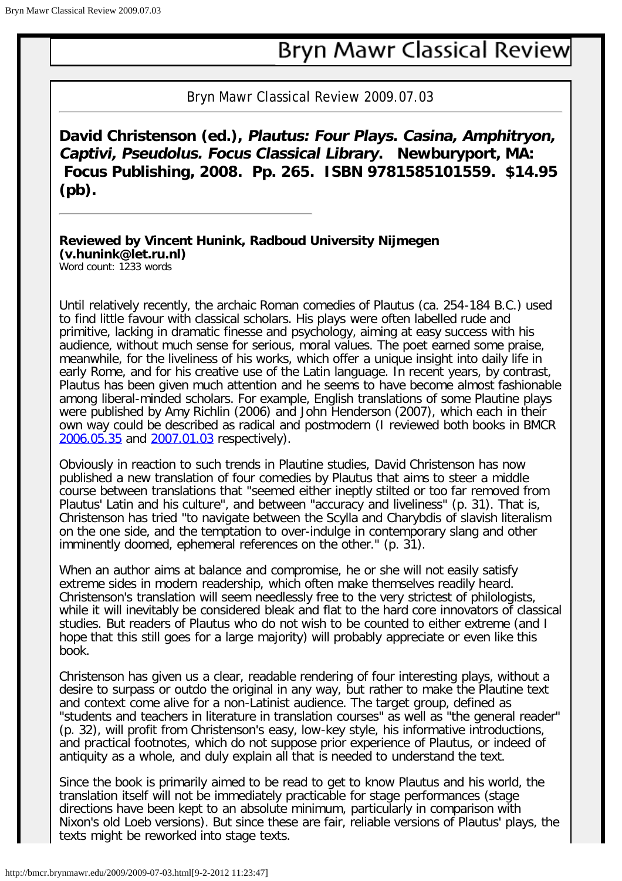# Bryn Mawr Classical Review

Bryn Mawr Classical Review 2009.07.03

**David Christenson (ed.), *Plautus: Four Plays. Casina, Amphitryon, Captivi, Pseudolus. Focus Classical Library*. Newburyport, MA: Focus Publishing, 2008. Pp. 265. ISBN 9781585101559. $14.95 (pb).**

**Reviewed by Vincent Hunink, Radboud University Nijmegen (v.hunink@let.ru.nl)**
Word count: 1233 words

Until relatively recently, the archaic Roman comedies of Plautus (ca. 254-184 B.C.) used to find little favour with classical scholars. His plays were often labelled rude and primitive, lacking in dramatic finesse and psychology, aiming at easy success with his audience, without much sense for serious, moral values. The poet earned some praise, meanwhile, for the liveliness of his works, which offer a unique insight into daily life in early Rome, and for his creative use of the Latin language. In recent years, by contrast, Plautus has been given much attention and he seems to have become almost fashionable among liberal-minded scholars. For example, English translations of some Plautine plays were published by Amy Richlin (2006) and John Henderson (2007), which each in their own way could be described as radical and postmodern (I reviewed both books in BMCR 2006.05.35 and 2007.01.03 respectively).

Obviously in reaction to such trends in Plautine studies, David Christenson has now published a new translation of four comedies by Plautus that aims to steer a middle course between translations that "seemed either ineptly stilted or too far removed from Plautus' Latin and his culture", and between "accuracy and liveliness" (p. 31). That is, Christenson has tried "to navigate between the Scylla and Charybdis of slavish literalism on the one side, and the temptation to over-indulge in contemporary slang and other imminently doomed, ephemeral references on the other." (p. 31).

When an author aims at balance and compromise, he or she will not easily satisfy extreme sides in modern readership, which often make themselves readily heard. Christenson's translation will seem needlessly free to the very strictest of philologists, while it will inevitably be considered bleak and flat to the hard core innovators of classical studies. But readers of Plautus who do not wish to be counted to either extreme (and I hope that this still goes for a large majority) will probably appreciate or even like this book.

Christenson has given us a clear, readable rendering of four interesting plays, without a desire to surpass or outdo the original in any way, but rather to make the Plautine text and context come alive for a non-Latinist audience. The target group, defined as "students and teachers in literature in translation courses" as well as "the general reader" (p. 32), will profit from Christenson's easy, low-key style, his informative introductions, and practical footnotes, which do not suppose prior experience of Plautus, or indeed of antiquity as a whole, and duly explain all that is needed to understand the text.

Since the book is primarily aimed to be read to get to know Plautus and his world, the translation itself will not be immediately practicable for stage performances (stage directions have been kept to an absolute minimum, particularly in comparison with Nixon's old Loeb versions). But since these are fair, reliable versions of Plautus' plays, the texts might be reworked into stage texts.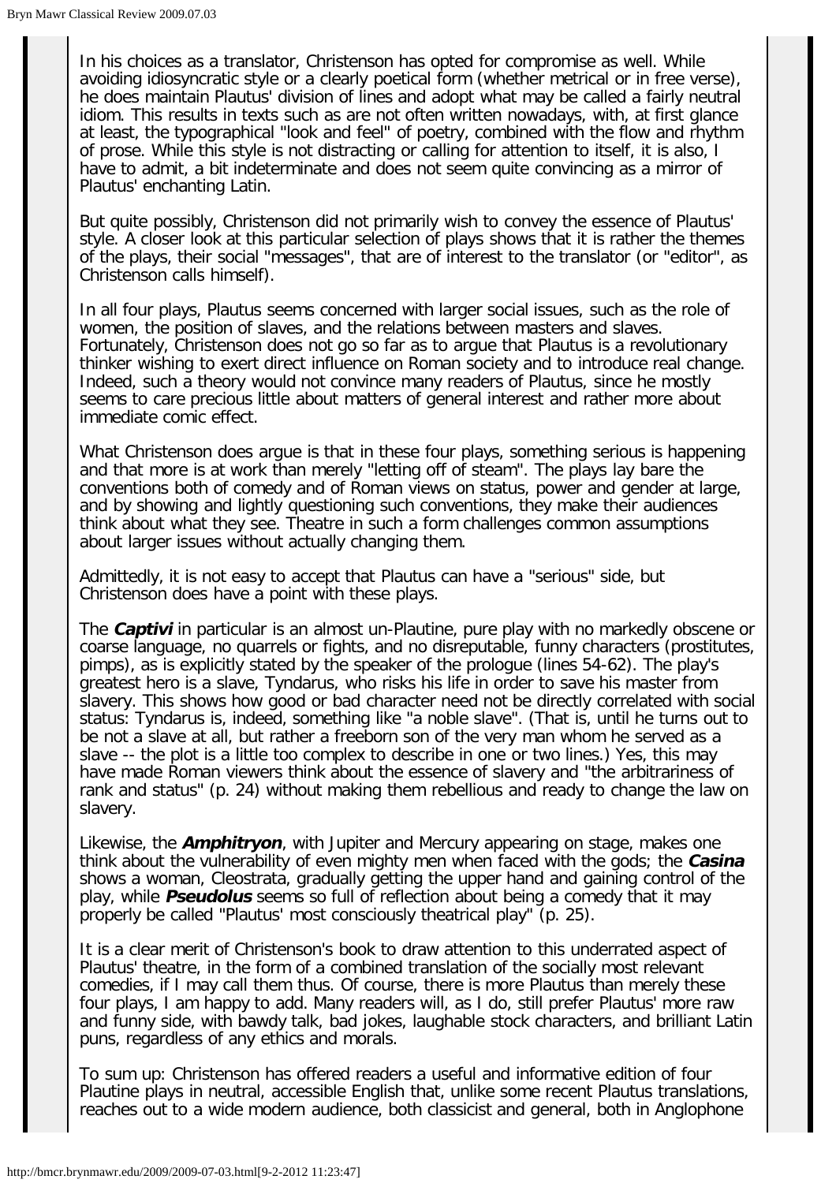In his choices as a translator, Christenson has opted for compromise as well. While avoiding idiosyncratic style or a clearly poetical form (whether metrical or in free verse), he does maintain Plautus' division of lines and adopt what may be called a fairly neutral idiom. This results in texts such as are not often written nowadays, with, at first glance at least, the typographical "look and feel" of poetry, combined with the flow and rhythm of prose. While this style is not distracting or calling for attention to itself, it is also, I have to admit, a bit indeterminate and does not seem quite convincing as a mirror of Plautus' enchanting Latin.

But quite possibly, Christenson did not primarily wish to convey the essence of Plautus' style. A closer look at this particular selection of plays shows that it is rather the themes of the plays, their social "messages", that are of interest to the translator (or "editor", as Christenson calls himself).

In all four plays, Plautus seems concerned with larger social issues, such as the role of women, the position of slaves, and the relations between masters and slaves. Fortunately, Christenson does not go so far as to argue that Plautus is a revolutionary thinker wishing to exert direct influence on Roman society and to introduce real change. Indeed, such a theory would not convince many readers of Plautus, since he mostly seems to care precious little about matters of general interest and rather more about immediate comic effect.

What Christenson does argue is that in these four plays, something serious is happening and that more is at work than merely "letting off of steam". The plays lay bare the conventions both of comedy and of Roman views on status, power and gender at large, and by showing and lightly questioning such conventions, they make their audiences think about what they see. Theatre in such a form challenges common assumptions about larger issues without actually changing them.

Admittedly, it is not easy to accept that Plautus can have a "serious" side, but Christenson does have a point with these plays.

The ***Captivi*** in particular is an almost un-Plautine, pure play with no markedly obscene or coarse language, no quarrels or fights, and no disreputable, funny characters (prostitutes, pimps), as is explicitly stated by the speaker of the prologue (lines 54-62). The play's greatest hero is a slave, Tyndarus, who risks his life in order to save his master from slavery. This shows how good or bad character need not be directly correlated with social status: Tyndarus is, indeed, something like "a noble slave". (That is, until he turns out to be not a slave at all, but rather a freeborn son of the very man whom he served as a slave -- the plot is a little too complex to describe in one or two lines.) Yes, this may have made Roman viewers think about the essence of slavery and "the arbitrariness of rank and status" (p. 24) without making them rebellious and ready to change the law on slavery.

Likewise, the ***Amphitryon***, with Jupiter and Mercury appearing on stage, makes one think about the vulnerability of even mighty men when faced with the gods; the ***Casina*** shows a woman, Cleostrata, gradually getting the upper hand and gaining control of the play, while ***Pseudolus*** seems so full of reflection about being a comedy that it may properly be called "Plautus' most consciously theatrical play" (p. 25).

It is a clear merit of Christenson's book to draw attention to this underrated aspect of Plautus' theatre, in the form of a combined translation of the socially most relevant comedies, if I may call them thus. Of course, there is more Plautus than merely these four plays, I am happy to add. Many readers will, as I do, still prefer Plautus' more raw and funny side, with bawdy talk, bad jokes, laughable stock characters, and brilliant Latin puns, regardless of any ethics and morals.

To sum up: Christenson has offered readers a useful and informative edition of four Plautine plays in neutral, accessible English that, unlike some recent Plautus translations, reaches out to a wide modern audience, both classicist and general, both in Anglophone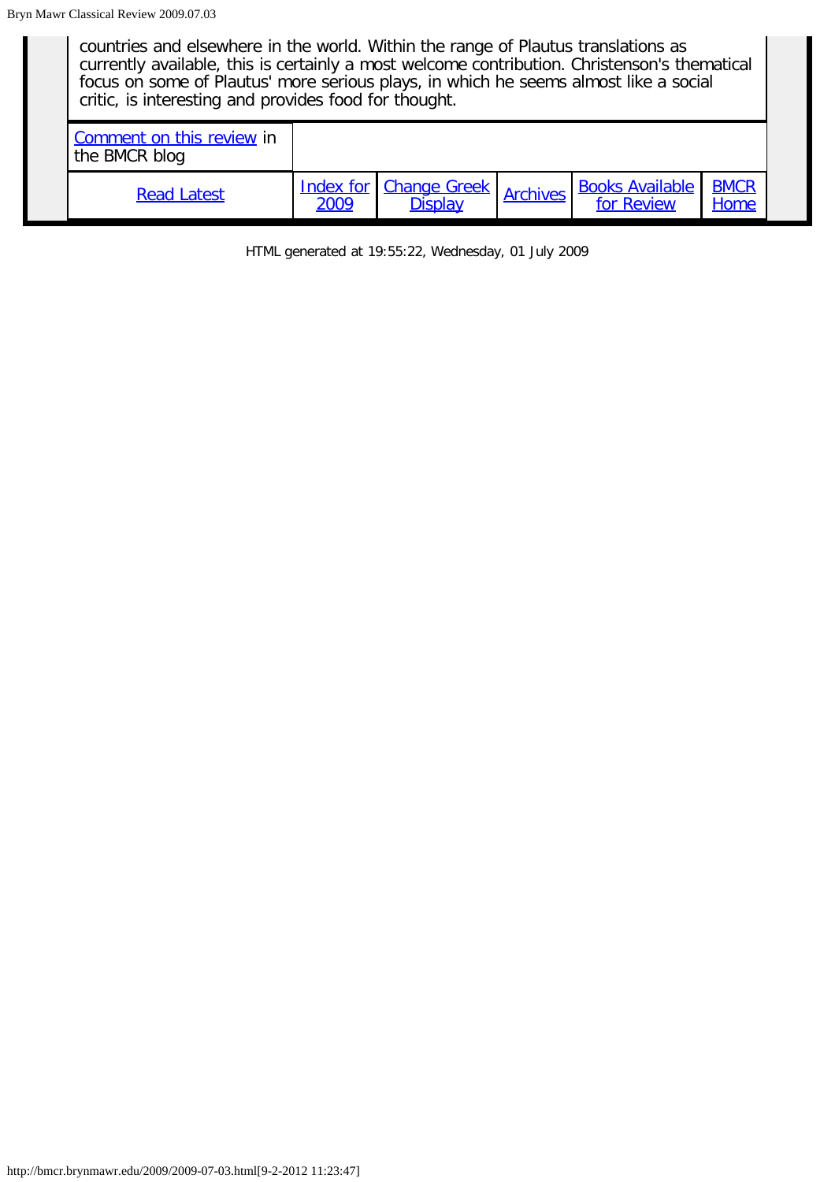countries and elsewhere in the world. Within the range of Plautus translations as currently available, this is certainly a most welcome contribution. Christenson's thematical focus on some of Plautus' more serious plays, in which he seems almost like a social critic, is interesting and provides food for thought.

Comment on this review in the BMCR blog

| | | | | | |
|---|---|---|---|---|---|
| Read Latest | Index for 2009 | Change Greek Display | Archives | Books Available for Review | BMCR Home |

HTML generated at 19:55:22, Wednesday, 01 July 2009